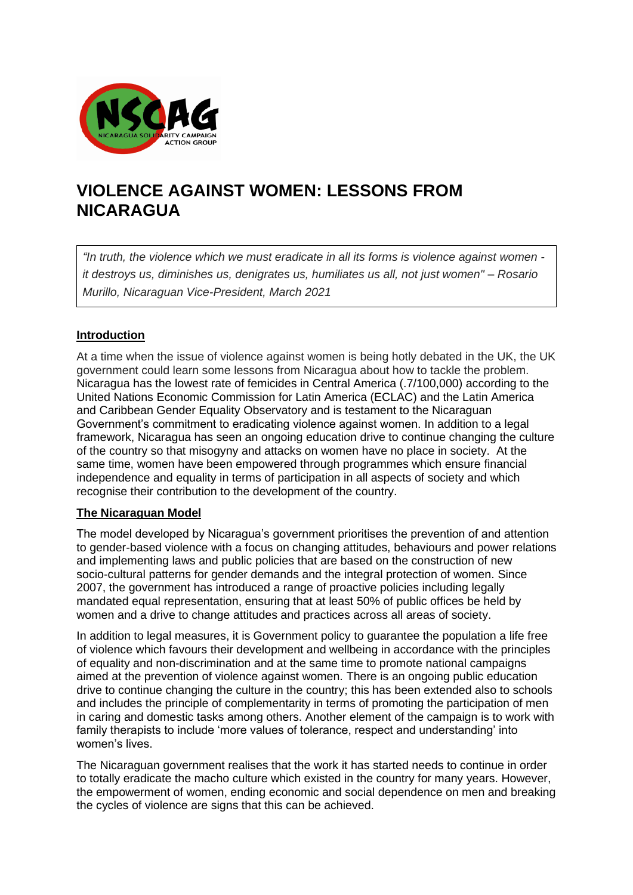# VIOLENCE AGAINST WOMEN: LESSONS FROM NICARAGUA

> *"In truth, the violence which we must eradicate in all its forms is violence against women - it destroys us, diminishes us, denigrates us, humiliates us all, not just women" – Rosario Murillo, Nicaraguan Vice-President, March 2021*

## Introduction

At a time when the issue of violence against women is being hotly debated in the UK, the UK government could learn some lessons from Nicaragua about how to tackle the problem. Nicaragua has the lowest rate of femicides in Central America (.7/100,000) according to the United Nations Economic Commission for Latin America (ECLAC) and the Latin America and Caribbean Gender Equality Observatory and is testament to the Nicaraguan Government's commitment to eradicating violence against women. In addition to a legal framework, Nicaragua has seen an ongoing education drive to continue changing the culture of the country so that misogyny and attacks on women have no place in society. At the same time, women have been empowered through programmes which ensure financial independence and equality in terms of participation in all aspects of society and which recognise their contribution to the development of the country.

## The Nicaraguan Model

The model developed by Nicaragua's government prioritises the prevention of and attention to gender-based violence with a focus on changing attitudes, behaviours and power relations and implementing laws and public policies that are based on the construction of new socio-cultural patterns for gender demands and the integral protection of women. Since 2007, the government has introduced a range of proactive policies including legally mandated equal representation, ensuring that at least 50% of public offices be held by women and a drive to change attitudes and practices across all areas of society.

In addition to legal measures, it is Government policy to guarantee the population a life free of violence which favours their development and wellbeing in accordance with the principles of equality and non-discrimination and at the same time to promote national campaigns aimed at the prevention of violence against women. There is an ongoing public education drive to continue changing the culture in the country; this has been extended also to schools and includes the principle of complementarity in terms of promoting the participation of men in caring and domestic tasks among others. Another element of the campaign is to work with family therapists to include 'more values of tolerance, respect and understanding' into women's lives.

The Nicaraguan government realises that the work it has started needs to continue in order to totally eradicate the macho culture which existed in the country for many years. However, the empowerment of women, ending economic and social dependence on men and breaking the cycles of violence are signs that this can be achieved.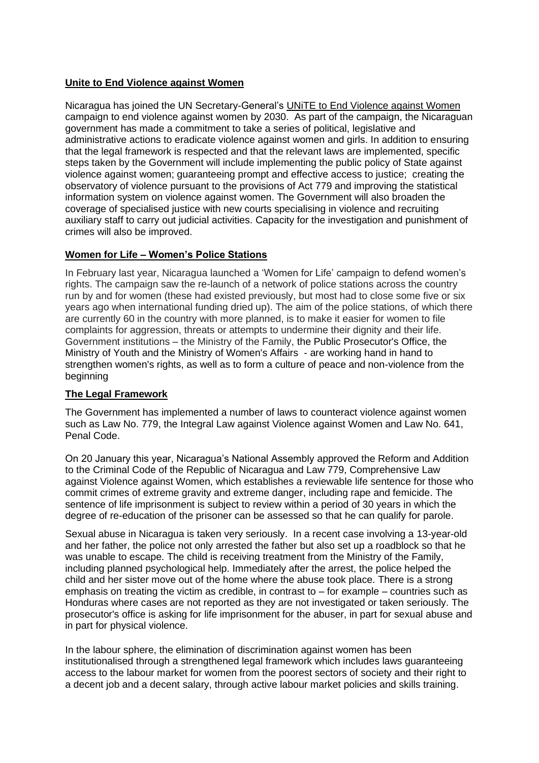## **Unite to End Violence against Women**

Nicaragua has joined the UN Secretary-General's UNiTE to End Violence against Women campaign to end violence against women by 2030. As part of the campaign, the Nicaraguan government has made a commitment to take a series of political, legislative and administrative actions to eradicate violence against women and girls. In addition to ensuring that the legal framework is respected and that the relevant laws are implemented, specific steps taken by the Government will include implementing the public policy of State against violence against women; guaranteeing prompt and effective access to justice; creating the observatory of violence pursuant to the provisions of Act 779 and improving the statistical information system on violence against women. The Government will also broaden the coverage of specialised justice with new courts specialising in violence and recruiting auxiliary staff to carry out judicial activities. Capacity for the investigation and punishment of crimes will also be improved.

## **Women for Life – Women's Police Stations**

In February last year, Nicaragua launched a 'Women for Life' campaign to defend women's rights. The campaign saw the re-launch of a network of police stations across the country run by and for women (these had existed previously, but most had to close some five or six years ago when international funding dried up). The aim of the police stations, of which there are currently 60 in the country with more planned, is to make it easier for women to file complaints for aggression, threats or attempts to undermine their dignity and their life. Government institutions – the Ministry of the Family, the Public Prosecutor's Office, the Ministry of Youth and the Ministry of Women's Affairs - are working hand in hand to strengthen women's rights, as well as to form a culture of peace and non-violence from the beginning

## **The Legal Framework**

The Government has implemented a number of laws to counteract violence against women such as Law No. 779, the Integral Law against Violence against Women and Law No. 641, Penal Code.

On 20 January this year, Nicaragua's National Assembly approved the Reform and Addition to the Criminal Code of the Republic of Nicaragua and Law 779, Comprehensive Law against Violence against Women, which establishes a reviewable life sentence for those who commit crimes of extreme gravity and extreme danger, including rape and femicide. The sentence of life imprisonment is subject to review within a period of 30 years in which the degree of re-education of the prisoner can be assessed so that he can qualify for parole.

Sexual abuse in Nicaragua is taken very seriously. In a recent case involving a 13-year-old and her father, the police not only arrested the father but also set up a roadblock so that he was unable to escape. The child is receiving treatment from the Ministry of the Family, including planned psychological help. Immediately after the arrest, the police helped the child and her sister move out of the home where the abuse took place. There is a strong emphasis on treating the victim as credible, in contrast to – for example – countries such as Honduras where cases are not reported as they are not investigated or taken seriously. The prosecutor's office is asking for life imprisonment for the abuser, in part for sexual abuse and in part for physical violence.

In the labour sphere, the elimination of discrimination against women has been institutionalised through a strengthened legal framework which includes laws guaranteeing access to the labour market for women from the poorest sectors of society and their right to a decent job and a decent salary, through active labour market policies and skills training.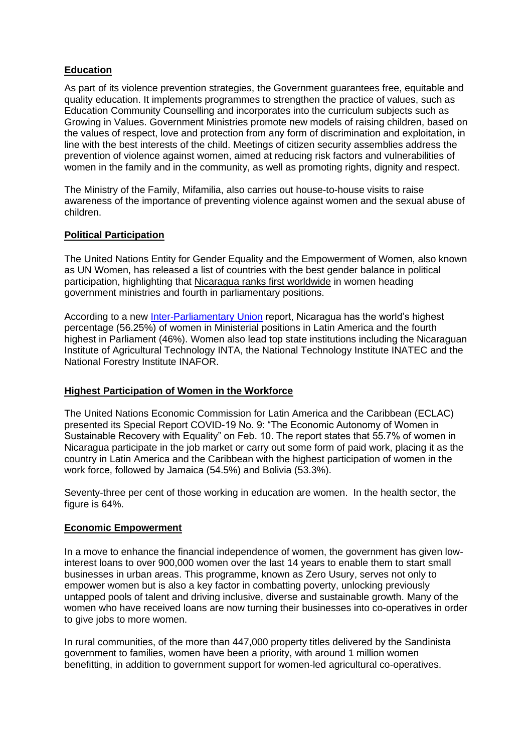**Education**

As part of its violence prevention strategies, the Government guarantees free, equitable and quality education. It implements programmes to strengthen the practice of values, such as Education Community Counselling and incorporates into the curriculum subjects such as Growing in Values. Government Ministries promote new models of raising children, based on the values of respect, love and protection from any form of discrimination and exploitation, in line with the best interests of the child. Meetings of citizen security assemblies address the prevention of violence against women, aimed at reducing risk factors and vulnerabilities of women in the family and in the community, as well as promoting rights, dignity and respect.

The Ministry of the Family, Mifamilia, also carries out house-to-house visits to raise awareness of the importance of preventing violence against women and the sexual abuse of children.

**Political Participation**

The United Nations Entity for Gender Equality and the Empowerment of Women, also known as UN Women, has released a list of countries with the best gender balance in political participation, highlighting that Nicaragua ranks first worldwide in women heading government ministries and fourth in parliamentary positions.

According to a new Inter-Parliamentary Union report, Nicaragua has the world's highest percentage (56.25%) of women in Ministerial positions in Latin America and the fourth highest in Parliament (46%). Women also lead top state institutions including the Nicaraguan Institute of Agricultural Technology INTA, the National Technology Institute INATEC and the National Forestry Institute INAFOR.

**Highest Participation of Women in the Workforce**

The United Nations Economic Commission for Latin America and the Caribbean (ECLAC) presented its Special Report COVID-19 No. 9: "The Economic Autonomy of Women in Sustainable Recovery with Equality" on Feb. 10. The report states that 55.7% of women in Nicaragua participate in the job market or carry out some form of paid work, placing it as the country in Latin America and the Caribbean with the highest participation of women in the work force, followed by Jamaica (54.5%) and Bolivia (53.3%).

Seventy-three per cent of those working in education are women. In the health sector, the figure is 64%.

**Economic Empowerment**

In a move to enhance the financial independence of women, the government has given low-interest loans to over 900,000 women over the last 14 years to enable them to start small businesses in urban areas. This programme, known as Zero Usury, serves not only to empower women but is also a key factor in combatting poverty, unlocking previously untapped pools of talent and driving inclusive, diverse and sustainable growth. Many of the women who have received loans are now turning their businesses into co-operatives in order to give jobs to more women.

In rural communities, of the more than 447,000 property titles delivered by the Sandinista government to families, women have been a priority, with around 1 million women benefitting, in addition to government support for women-led agricultural co-operatives.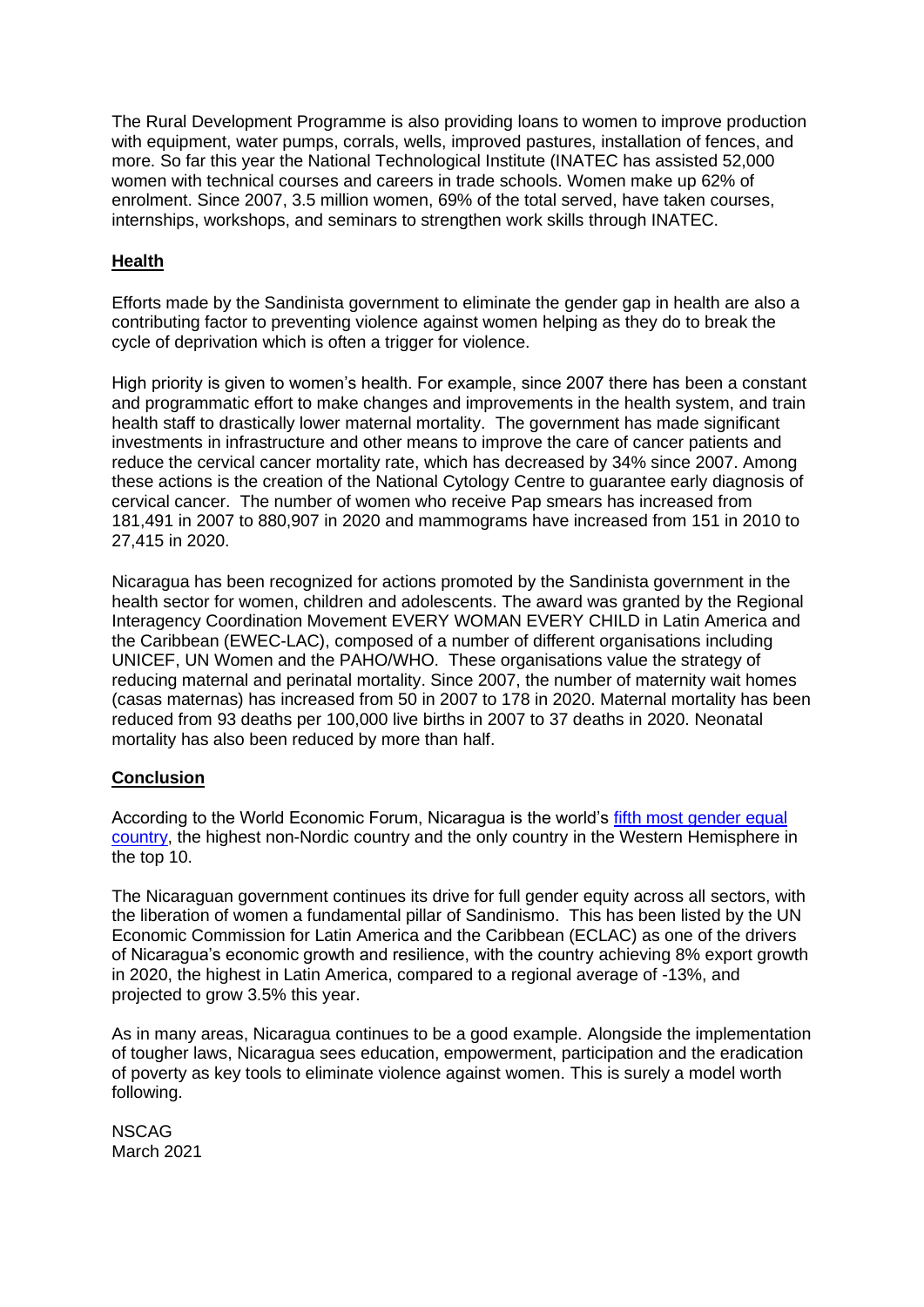The Rural Development Programme is also providing loans to women to improve production with equipment, water pumps, corrals, wells, improved pastures, installation of fences, and more. So far this year the National Technological Institute (INATEC has assisted 52,000 women with technical courses and careers in trade schools. Women make up 62% of enrolment. Since 2007, 3.5 million women, 69% of the total served, have taken courses, internships, workshops, and seminars to strengthen work skills through INATEC.

## Health

Efforts made by the Sandinista government to eliminate the gender gap in health are also a contributing factor to preventing violence against women helping as they do to break the cycle of deprivation which is often a trigger for violence.

High priority is given to women's health. For example, since 2007 there has been a constant and programmatic effort to make changes and improvements in the health system, and train health staff to drastically lower maternal mortality. The government has made significant investments in infrastructure and other means to improve the care of cancer patients and reduce the cervical cancer mortality rate, which has decreased by 34% since 2007. Among these actions is the creation of the National Cytology Centre to guarantee early diagnosis of cervical cancer. The number of women who receive Pap smears has increased from 181,491 in 2007 to 880,907 in 2020 and mammograms have increased from 151 in 2010 to 27,415 in 2020.

Nicaragua has been recognized for actions promoted by the Sandinista government in the health sector for women, children and adolescents. The award was granted by the Regional Interagency Coordination Movement EVERY WOMAN EVERY CHILD in Latin America and the Caribbean (EWEC-LAC), composed of a number of different organisations including UNICEF, UN Women and the PAHO/WHO. These organisations value the strategy of reducing maternal and perinatal mortality. Since 2007, the number of maternity wait homes (casas maternas) has increased from 50 in 2007 to 178 in 2020. Maternal mortality has been reduced from 93 deaths per 100,000 live births in 2007 to 37 deaths in 2020. Neonatal mortality has also been reduced by more than half.

## Conclusion

According to the World Economic Forum, Nicaragua is the world's [fifth most gender equal country](), the highest non-Nordic country and the only country in the Western Hemisphere in the top 10.

The Nicaraguan government continues its drive for full gender equity across all sectors, with the liberation of women a fundamental pillar of Sandinismo. This has been listed by the UN Economic Commission for Latin America and the Caribbean (ECLAC) as one of the drivers of Nicaragua's economic growth and resilience, with the country achieving 8% export growth in 2020, the highest in Latin America, compared to a regional average of -13%, and projected to grow 3.5% this year.

As in many areas, Nicaragua continues to be a good example. Alongside the implementation of tougher laws, Nicaragua sees education, empowerment, participation and the eradication of poverty as key tools to eliminate violence against women. This is surely a model worth following.

NSCAG
March 2021